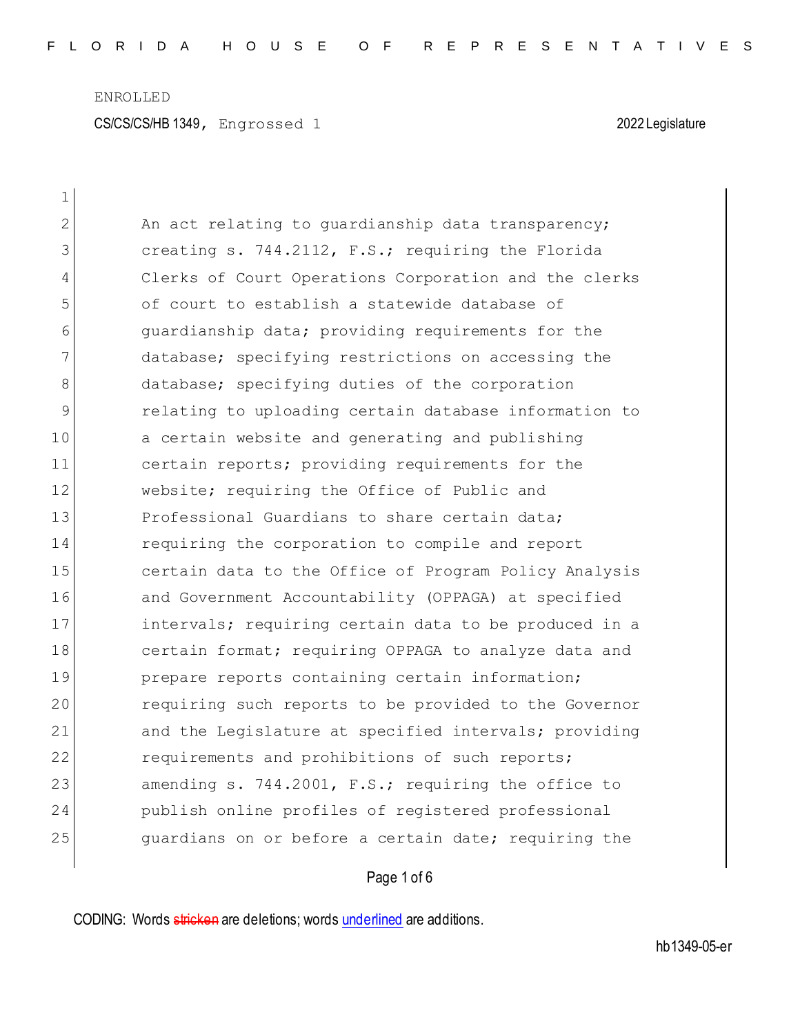ENROLLED

CS/CS/CS/HB 1349, Engrossed 1 2022 Legislature

An act relating to guardianship data transparency; creating s. 744.2112, F.S.; requiring the Florida Clerks of Court Operations Corporation and the clerks of court to establish a statewide database of guardianship data; providing requirements for the database; specifying restrictions on accessing the database; specifying duties of the corporation relating to uploading certain database information to a certain website and generating and publishing certain reports; providing requirements for the website; requiring the Office of Public and Professional Guardians to share certain data; requiring the corporation to compile and report certain data to the Office of Program Policy Analysis and Government Accountability (OPPAGA) at specified intervals; requiring certain data to be produced in a certain format; requiring OPPAGA to analyze data and prepare reports containing certain information; requiring such reports to be provided to the Governor and the Legislature at specified intervals; providing requirements and prohibitions of such reports; amending s. 744.2001, F.S.; requiring the office to publish online profiles of registered professional guardians on or before a certain date; requiring the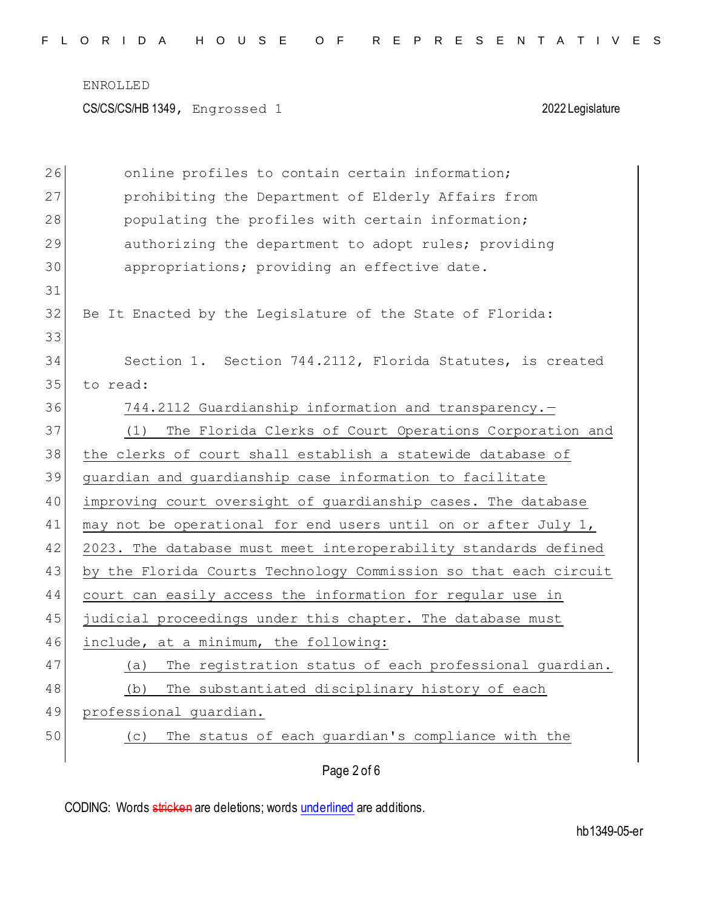online profiles to contain certain information; prohibiting the Department of Elderly Affairs from populating the profiles with certain information; authorizing the department to adopt rules; providing appropriations; providing an effective date.

Be It Enacted by the Legislature of the State of Florida:

Section 1. Section 744.2112, Florida Statutes, is created to read:

744.2112 Guardianship information and transparency.—

(1) The Florida Clerks of Court Operations Corporation and the clerks of court shall establish a statewide database of guardian and guardianship case information to facilitate improving court oversight of guardianship cases. The database may not be operational for end users until on or after July 1, 2023. The database must meet interoperability standards defined by the Florida Courts Technology Commission so that each circuit court can easily access the information for regular use in judicial proceedings under this chapter. The database must include, at a minimum, the following:

(a) The registration status of each professional guardian.

(b) The substantiated disciplinary history of each professional guardian.

(c) The status of each guardian's compliance with the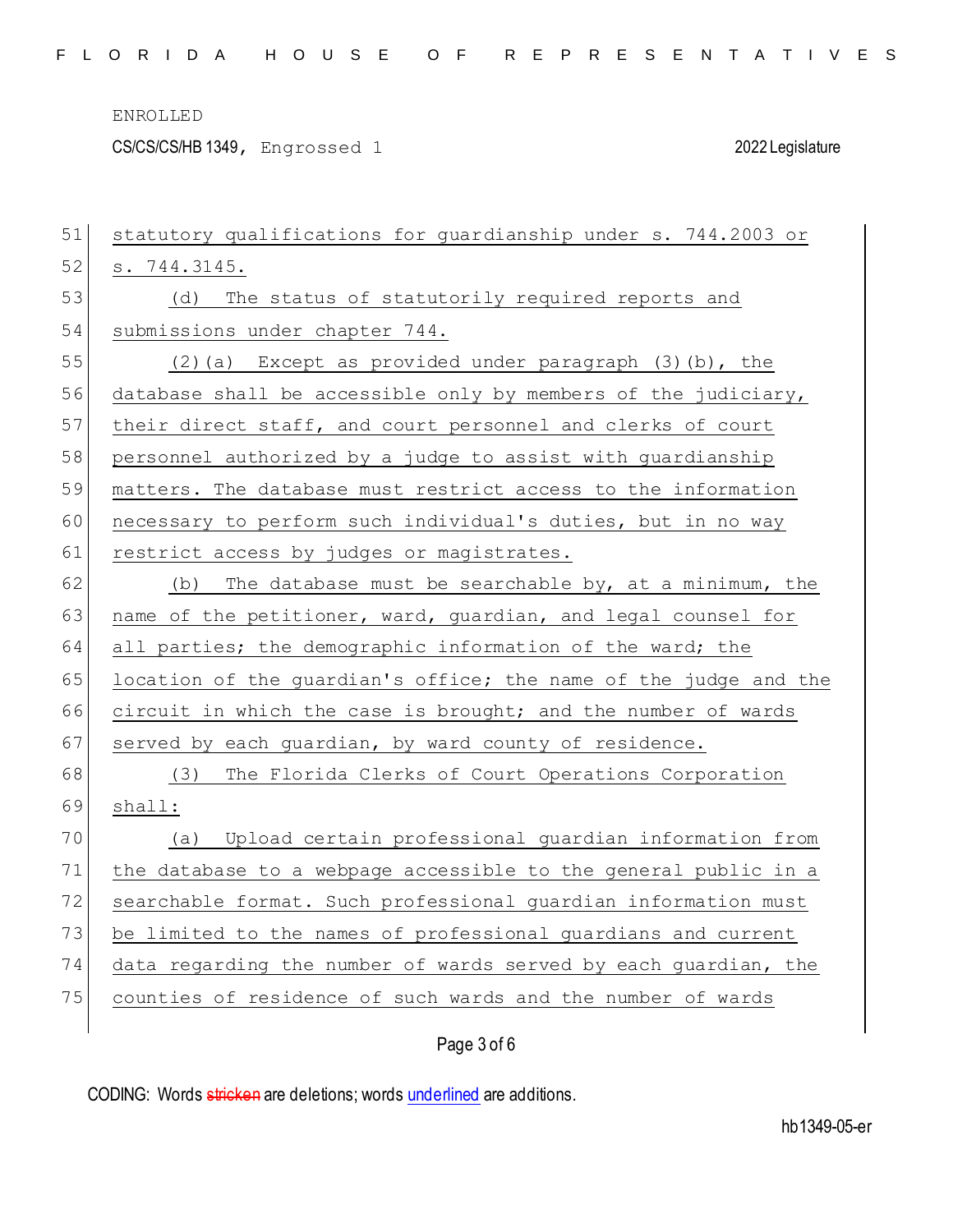statutory qualifications for guardianship under s. 744.2003 or s. 744.3145.

(d) The status of statutorily required reports and submissions under chapter 744.

(2)(a) Except as provided under paragraph (3)(b), the database shall be accessible only by members of the judiciary, their direct staff, and court personnel and clerks of court personnel authorized by a judge to assist with guardianship matters. The database must restrict access to the information necessary to perform such individual's duties, but in no way restrict access by judges or magistrates.

(b) The database must be searchable by, at a minimum, the name of the petitioner, ward, guardian, and legal counsel for all parties; the demographic information of the ward; the location of the guardian's office; the name of the judge and the circuit in which the case is brought; and the number of wards served by each guardian, by ward county of residence.

(3) The Florida Clerks of Court Operations Corporation shall:

(a) Upload certain professional guardian information from the database to a webpage accessible to the general public in a searchable format. Such professional guardian information must be limited to the names of professional guardians and current data regarding the number of wards served by each guardian, the counties of residence of such wards and the number of wards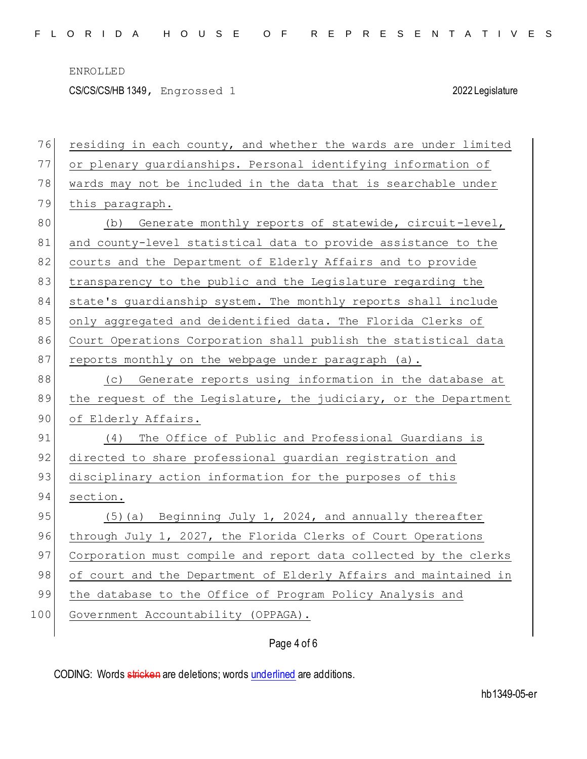residing in each county, and whether the wards are under limited or plenary guardianships. Personal identifying information of wards may not be included in the data that is searchable under this paragraph.

(b) Generate monthly reports of statewide, circuit-level, and county-level statistical data to provide assistance to the courts and the Department of Elderly Affairs and to provide transparency to the public and the Legislature regarding the state's guardianship system. The monthly reports shall include only aggregated and deidentified data. The Florida Clerks of Court Operations Corporation shall publish the statistical data reports monthly on the webpage under paragraph (a).

(c) Generate reports using information in the database at the request of the Legislature, the judiciary, or the Department of Elderly Affairs.

(4) The Office of Public and Professional Guardians is directed to share professional guardian registration and disciplinary action information for the purposes of this section.

(5)(a) Beginning July 1, 2024, and annually thereafter through July 1, 2027, the Florida Clerks of Court Operations Corporation must compile and report data collected by the clerks of court and the Department of Elderly Affairs and maintained in the database to the Office of Program Policy Analysis and Government Accountability (OPPAGA).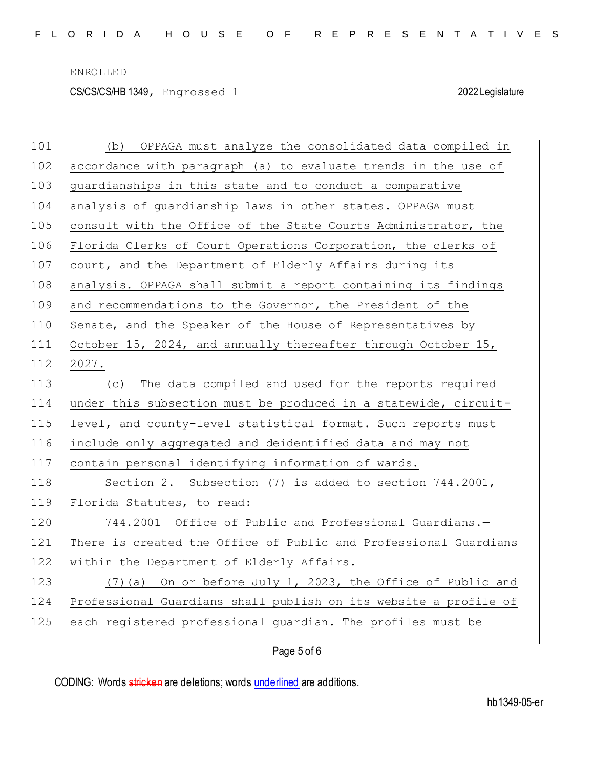(b) OPPAGA must analyze the consolidated data compiled in accordance with paragraph (a) to evaluate trends in the use of guardianships in this state and to conduct a comparative analysis of guardianship laws in other states. OPPAGA must consult with the Office of the State Courts Administrator, the Florida Clerks of Court Operations Corporation, the clerks of court, and the Department of Elderly Affairs during its analysis. OPPAGA shall submit a report containing its findings and recommendations to the Governor, the President of the Senate, and the Speaker of the House of Representatives by October 15, 2024, and annually thereafter through October 15, 2027.

(c) The data compiled and used for the reports required under this subsection must be produced in a statewide, circuit-level, and county-level statistical format. Such reports must include only aggregated and deidentified data and may not contain personal identifying information of wards.

Section 2. Subsection (7) is added to section 744.2001, Florida Statutes, to read:

744.2001 Office of Public and Professional Guardians.—There is created the Office of Public and Professional Guardians within the Department of Elderly Affairs.

(7)(a) On or before July 1, 2023, the Office of Public and Professional Guardians shall publish on its website a profile of each registered professional guardian. The profiles must be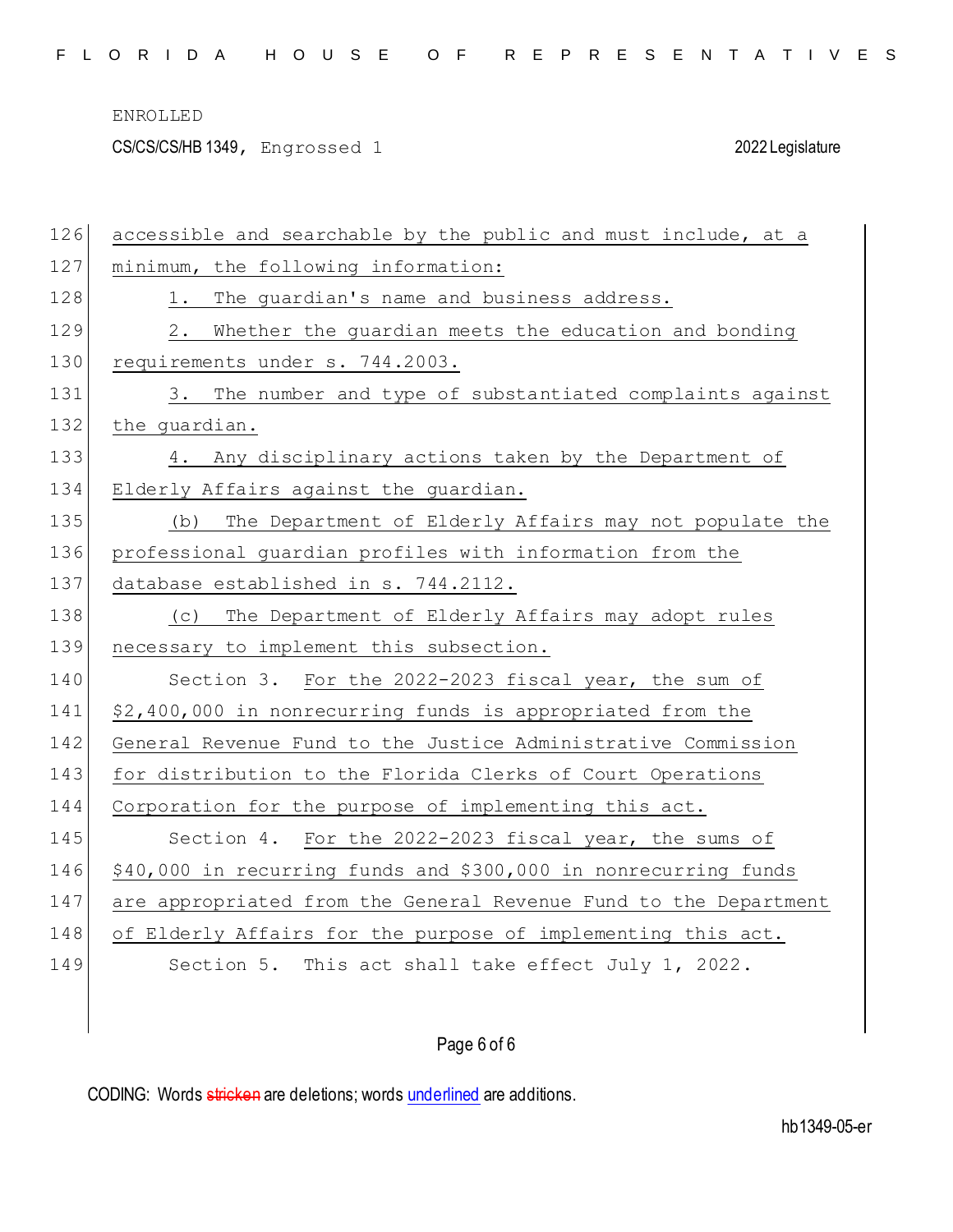accessible and searchable by the public and must include, at a minimum, the following information:

1. The guardian's name and business address.

2. Whether the guardian meets the education and bonding requirements under s. 744.2003.

3. The number and type of substantiated complaints against the guardian.

4. Any disciplinary actions taken by the Department of Elderly Affairs against the guardian.

(b) The Department of Elderly Affairs may not populate the professional guardian profiles with information from the database established in s. 744.2112.

(c) The Department of Elderly Affairs may adopt rules necessary to implement this subsection.

Section 3. For the 2022-2023 fiscal year, the sum of $2,400,000 in nonrecurring funds is appropriated from the General Revenue Fund to the Justice Administrative Commission for distribution to the Florida Clerks of Court Operations Corporation for the purpose of implementing this act.

Section 4. For the 2022-2023 fiscal year, the sums of $40,000 in recurring funds and $300,000 in nonrecurring funds are appropriated from the General Revenue Fund to the Department of Elderly Affairs for the purpose of implementing this act.

Section 5. This act shall take effect July 1, 2022.